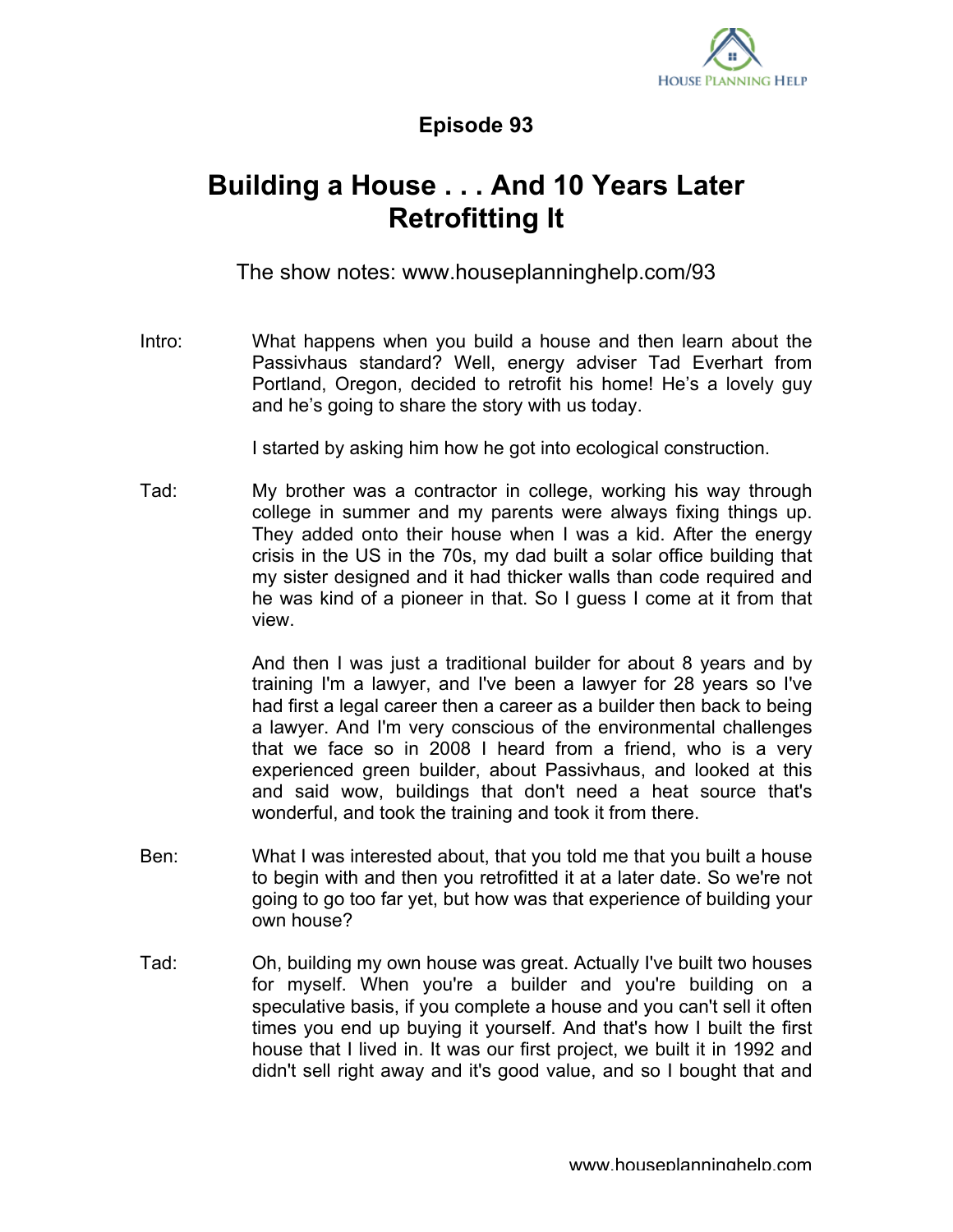# Episode 93

## Building a House . . . And 10 Years Later Retrofitting It

The show notes: www.houseplanninghelp.com/93

Intro: What happens when you build a house and then learn about the Passivhaus standard? Well, energy adviser Tad Everhart from Portland, Oregon, decided to retrofit his home! He's a lovely guy and he's going to share the story with us today.

I started by asking him how he got into ecological construction.

Tad: My brother was a contractor in college, working his way through college in summer and my parents were always fixing things up. They added onto their house when I was a kid. After the energy crisis in the US in the 70s, my dad built a solar office building that my sister designed and it had thicker walls than code required and he was kind of a pioneer in that. So I guess I come at it from that view.

And then I was just a traditional builder for about 8 years and by training I'm a lawyer, and I've been a lawyer for 28 years so I've had first a legal career then a career as a builder then back to being a lawyer. And I'm very conscious of the environmental challenges that we face so in 2008 I heard from a friend, who is a very experienced green builder, about Passivhaus, and looked at this and said wow, buildings that don't need a heat source that's wonderful, and took the training and took it from there.

Ben: What I was interested about, that you told me that you built a house to begin with and then you retrofitted it at a later date. So we're not going to go too far yet, but how was that experience of building your own house?

Tad: Oh, building my own house was great. Actually I've built two houses for myself. When you're a builder and you're building on a speculative basis, if you complete a house and you can't sell it often times you end up buying it yourself. And that's how I built the first house that I lived in. It was our first project, we built it in 1992 and didn't sell right away and it's good value, and so I bought that and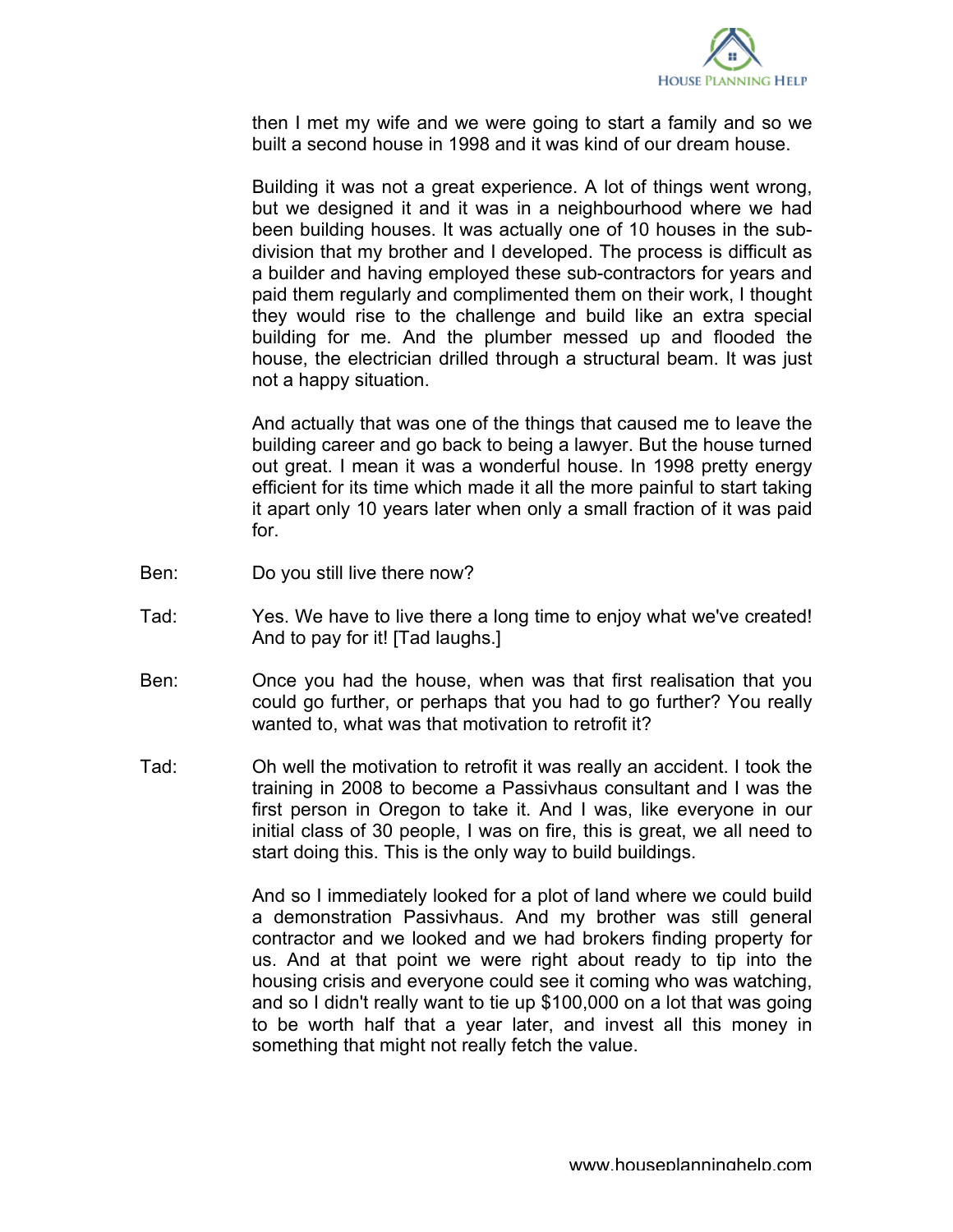then I met my wife and we were going to start a family and so we built a second house in 1998 and it was kind of our dream house.

Building it was not a great experience. A lot of things went wrong, but we designed it and it was in a neighbourhood where we had been building houses. It was actually one of 10 houses in the sub-division that my brother and I developed. The process is difficult as a builder and having employed these sub-contractors for years and paid them regularly and complimented them on their work, I thought they would rise to the challenge and build like an extra special building for me. And the plumber messed up and flooded the house, the electrician drilled through a structural beam. It was just not a happy situation.

And actually that was one of the things that caused me to leave the building career and go back to being a lawyer. But the house turned out great. I mean it was a wonderful house. In 1998 pretty energy efficient for its time which made it all the more painful to start taking it apart only 10 years later when only a small fraction of it was paid for.

Ben: Do you still live there now?

Tad: Yes. We have to live there a long time to enjoy what we've created! And to pay for it! [Tad laughs.]

Ben: Once you had the house, when was that first realisation that you could go further, or perhaps that you had to go further? You really wanted to, what was that motivation to retrofit it?

Tad: Oh well the motivation to retrofit it was really an accident. I took the training in 2008 to become a Passivhaus consultant and I was the first person in Oregon to take it. And I was, like everyone in our initial class of 30 people, I was on fire, this is great, we all need to start doing this. This is the only way to build buildings.

And so I immediately looked for a plot of land where we could build a demonstration Passivhaus. And my brother was still general contractor and we looked and we had brokers finding property for us. And at that point we were right about ready to tip into the housing crisis and everyone could see it coming who was watching, and so I didn't really want to tie up $100,000 on a lot that was going to be worth half that a year later, and invest all this money in something that might not really fetch the value.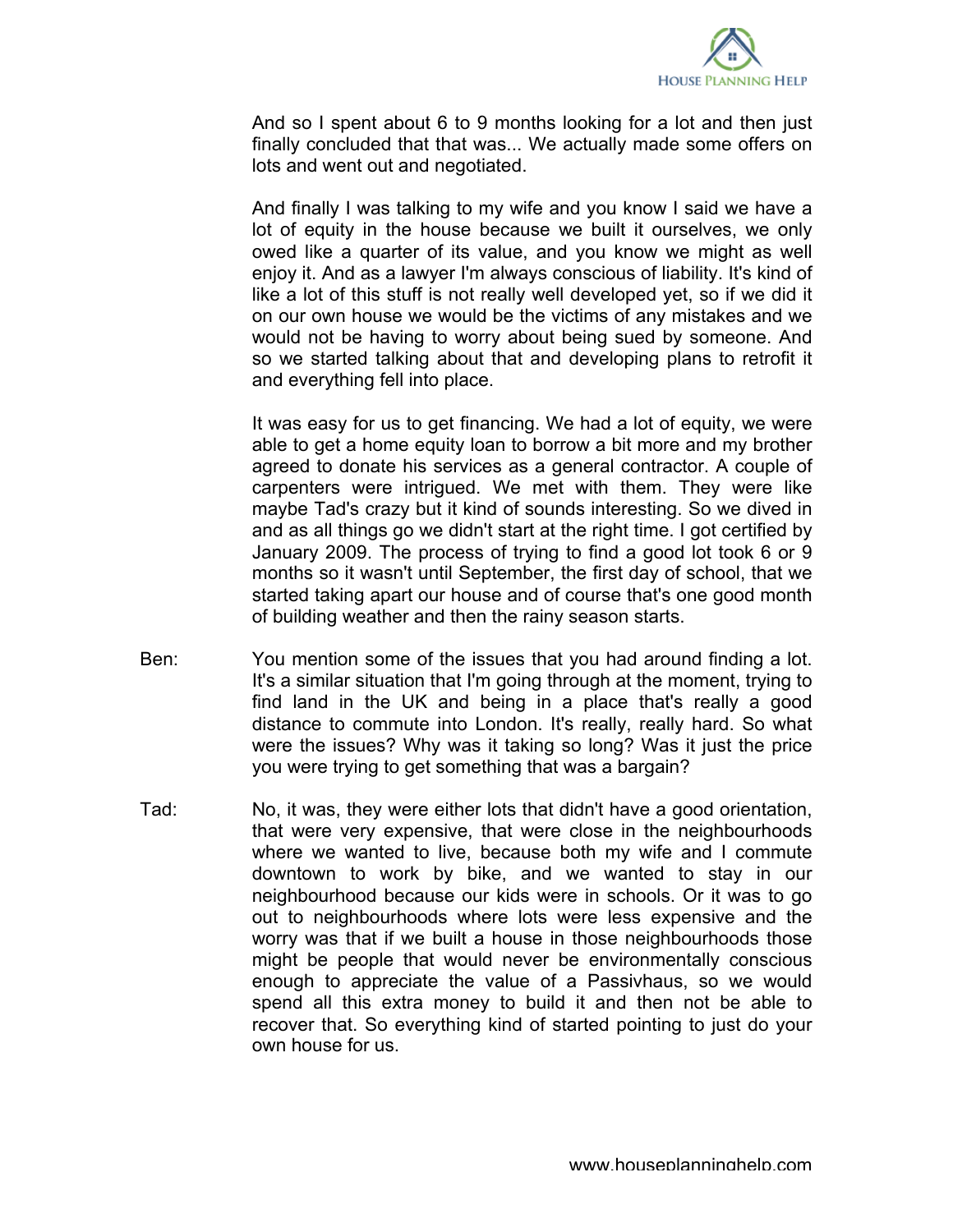And so I spent about 6 to 9 months looking for a lot and then just finally concluded that that was... We actually made some offers on lots and went out and negotiated.

And finally I was talking to my wife and you know I said we have a lot of equity in the house because we built it ourselves, we only owed like a quarter of its value, and you know we might as well enjoy it. And as a lawyer I'm always conscious of liability. It's kind of like a lot of this stuff is not really well developed yet, so if we did it on our own house we would be the victims of any mistakes and we would not be having to worry about being sued by someone. And so we started talking about that and developing plans to retrofit it and everything fell into place.

It was easy for us to get financing. We had a lot of equity, we were able to get a home equity loan to borrow a bit more and my brother agreed to donate his services as a general contractor. A couple of carpenters were intrigued. We met with them. They were like maybe Tad's crazy but it kind of sounds interesting. So we dived in and as all things go we didn't start at the right time. I got certified by January 2009. The process of trying to find a good lot took 6 or 9 months so it wasn't until September, the first day of school, that we started taking apart our house and of course that's one good month of building weather and then the rainy season starts.

Ben: You mention some of the issues that you had around finding a lot. It's a similar situation that I'm going through at the moment, trying to find land in the UK and being in a place that's really a good distance to commute into London. It's really, really hard. So what were the issues? Why was it taking so long? Was it just the price you were trying to get something that was a bargain?

Tad: No, it was, they were either lots that didn't have a good orientation, that were very expensive, that were close in the neighbourhoods where we wanted to live, because both my wife and I commute downtown to work by bike, and we wanted to stay in our neighbourhood because our kids were in schools. Or it was to go out to neighbourhoods where lots were less expensive and the worry was that if we built a house in those neighbourhoods those might be people that would never be environmentally conscious enough to appreciate the value of a Passivhaus, so we would spend all this extra money to build it and then not be able to recover that. So everything kind of started pointing to just do your own house for us.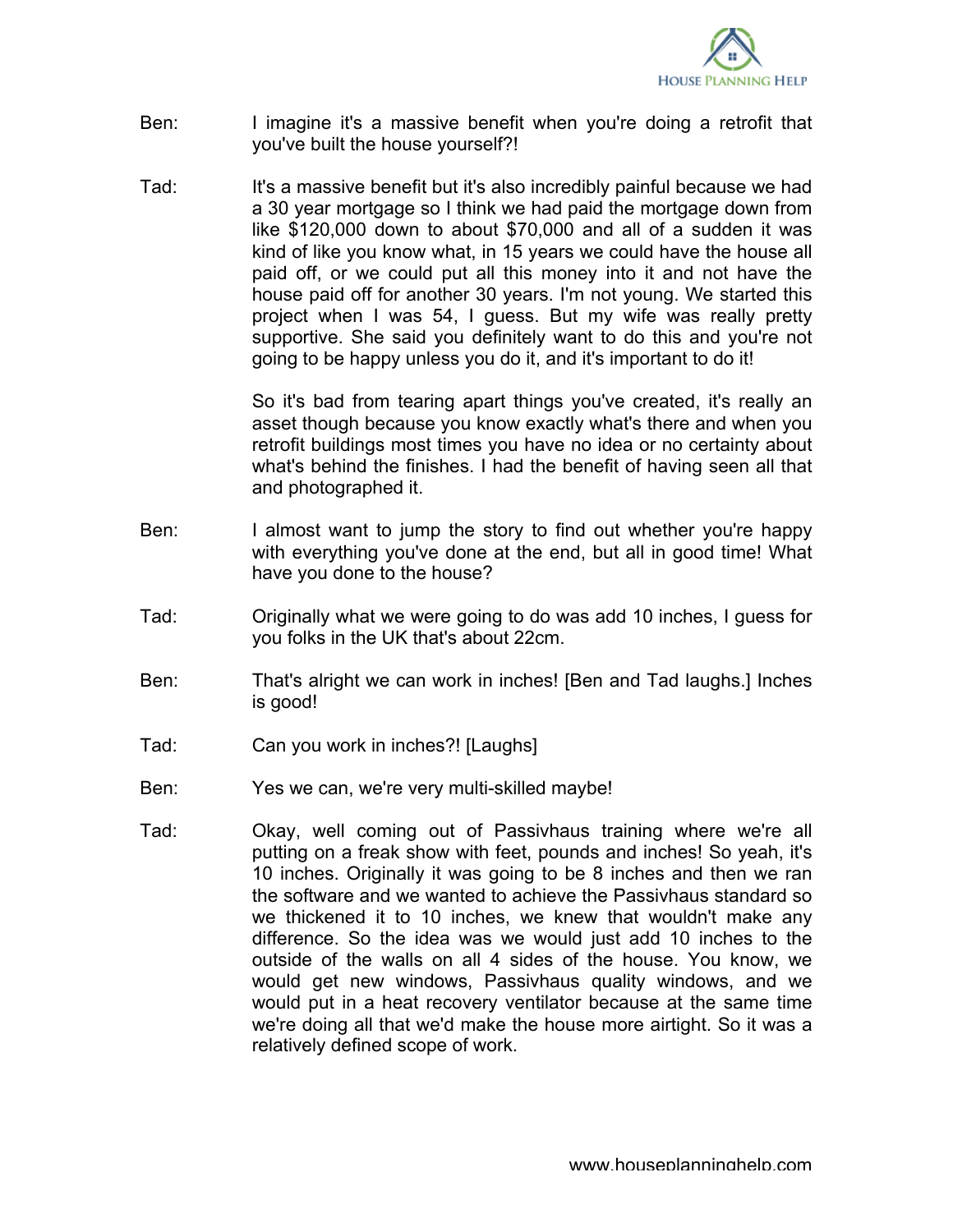Ben: I imagine it's a massive benefit when you're doing a retrofit that you've built the house yourself?!

Tad: It's a massive benefit but it's also incredibly painful because we had a 30 year mortgage so I think we had paid the mortgage down from like $120,000 down to about $70,000 and all of a sudden it was kind of like you know what, in 15 years we could have the house all paid off, or we could put all this money into it and not have the house paid off for another 30 years. I'm not young. We started this project when I was 54, I guess. But my wife was really pretty supportive. She said you definitely want to do this and you're not going to be happy unless you do it, and it's important to do it!

So it's bad from tearing apart things you've created, it's really an asset though because you know exactly what's there and when you retrofit buildings most times you have no idea or no certainty about what's behind the finishes. I had the benefit of having seen all that and photographed it.

Ben: I almost want to jump the story to find out whether you're happy with everything you've done at the end, but all in good time! What have you done to the house?

Tad: Originally what we were going to do was add 10 inches, I guess for you folks in the UK that's about 22cm.

Ben: That's alright we can work in inches! [Ben and Tad laughs.] Inches is good!

Tad: Can you work in inches?! [Laughs]

Ben: Yes we can, we're very multi-skilled maybe!

Tad: Okay, well coming out of Passivhaus training where we're all putting on a freak show with feet, pounds and inches! So yeah, it's 10 inches. Originally it was going to be 8 inches and then we ran the software and we wanted to achieve the Passivhaus standard so we thickened it to 10 inches, we knew that wouldn't make any difference. So the idea was we would just add 10 inches to the outside of the walls on all 4 sides of the house. You know, we would get new windows, Passivhaus quality windows, and we would put in a heat recovery ventilator because at the same time we're doing all that we'd make the house more airtight. So it was a relatively defined scope of work.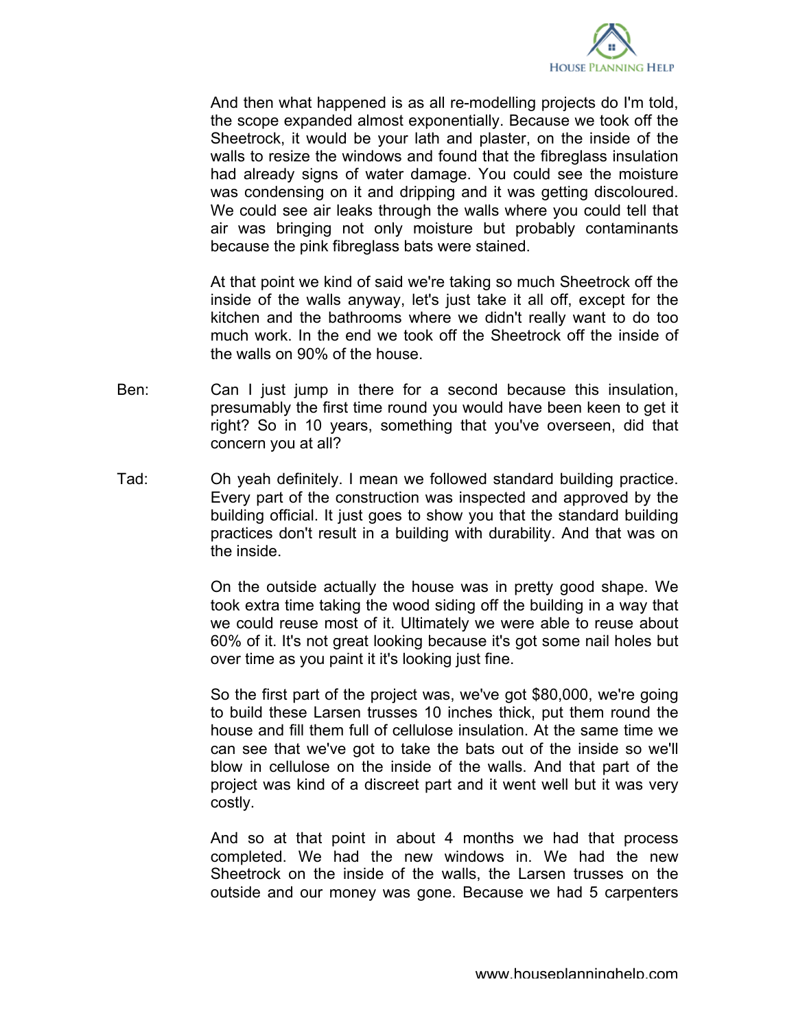And then what happened is as all re-modelling projects do I'm told, the scope expanded almost exponentially. Because we took off the Sheetrock, it would be your lath and plaster, on the inside of the walls to resize the windows and found that the fibreglass insulation had already signs of water damage. You could see the moisture was condensing on it and dripping and it was getting discoloured. We could see air leaks through the walls where you could tell that air was bringing not only moisture but probably contaminants because the pink fibreglass bats were stained.

At that point we kind of said we're taking so much Sheetrock off the inside of the walls anyway, let's just take it all off, except for the kitchen and the bathrooms where we didn't really want to do too much work. In the end we took off the Sheetrock off the inside of the walls on 90% of the house.

Ben: Can I just jump in there for a second because this insulation, presumably the first time round you would have been keen to get it right? So in 10 years, something that you've overseen, did that concern you at all?

Tad: Oh yeah definitely. I mean we followed standard building practice. Every part of the construction was inspected and approved by the building official. It just goes to show you that the standard building practices don't result in a building with durability. And that was on the inside.

On the outside actually the house was in pretty good shape. We took extra time taking the wood siding off the building in a way that we could reuse most of it. Ultimately we were able to reuse about 60% of it. It's not great looking because it's got some nail holes but over time as you paint it it's looking just fine.

So the first part of the project was, we've got $80,000, we're going to build these Larsen trusses 10 inches thick, put them round the house and fill them full of cellulose insulation. At the same time we can see that we've got to take the bats out of the inside so we'll blow in cellulose on the inside of the walls. And that part of the project was kind of a discreet part and it went well but it was very costly.

And so at that point in about 4 months we had that process completed. We had the new windows in. We had the new Sheetrock on the inside of the walls, the Larsen trusses on the outside and our money was gone. Because we had 5 carpenters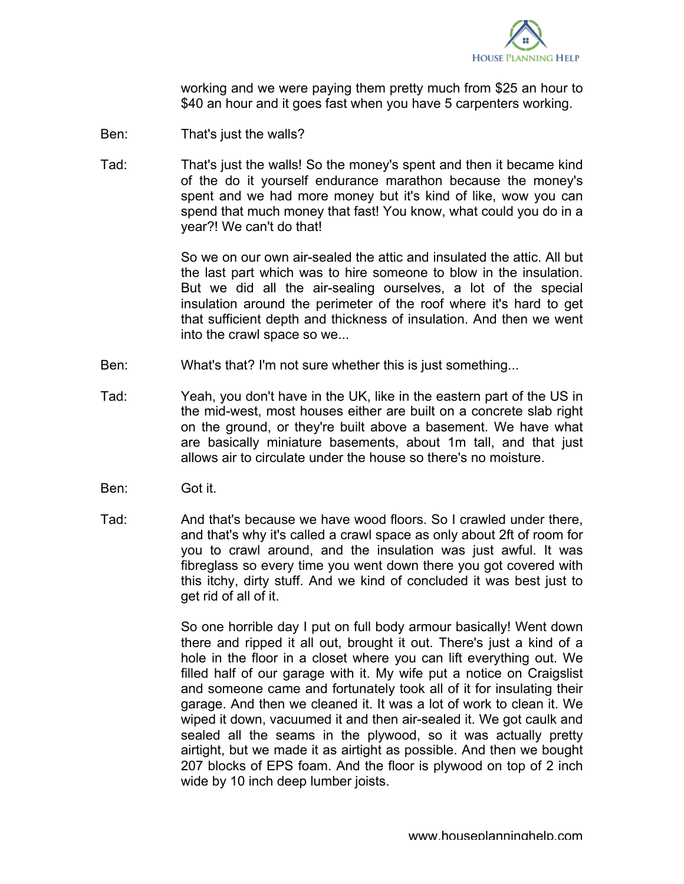working and we were paying them pretty much from $25 an hour to $40 an hour and it goes fast when you have 5 carpenters working.

Ben: That's just the walls?

Tad: That's just the walls! So the money's spent and then it became kind of the do it yourself endurance marathon because the money's spent and we had more money but it's kind of like, wow you can spend that much money that fast! You know, what could you do in a year?! We can't do that!

So we on our own air-sealed the attic and insulated the attic. All but the last part which was to hire someone to blow in the insulation. But we did all the air-sealing ourselves, a lot of the special insulation around the perimeter of the roof where it's hard to get that sufficient depth and thickness of insulation. And then we went into the crawl space so we...

Ben: What's that? I'm not sure whether this is just something...

Tad: Yeah, you don't have in the UK, like in the eastern part of the US in the mid-west, most houses either are built on a concrete slab right on the ground, or they're built above a basement. We have what are basically miniature basements, about 1m tall, and that just allows air to circulate under the house so there's no moisture.

Ben: Got it.

Tad: And that's because we have wood floors. So I crawled under there, and that's why it's called a crawl space as only about 2ft of room for you to crawl around, and the insulation was just awful. It was fibreglass so every time you went down there you got covered with this itchy, dirty stuff. And we kind of concluded it was best just to get rid of all of it.

So one horrible day I put on full body armour basically! Went down there and ripped it all out, brought it out. There's just a kind of a hole in the floor in a closet where you can lift everything out. We filled half of our garage with it. My wife put a notice on Craigslist and someone came and fortunately took all of it for insulating their garage. And then we cleaned it. It was a lot of work to clean it. We wiped it down, vacuumed it and then air-sealed it. We got caulk and sealed all the seams in the plywood, so it was actually pretty airtight, but we made it as airtight as possible. And then we bought 207 blocks of EPS foam. And the floor is plywood on top of 2 inch wide by 10 inch deep lumber joists.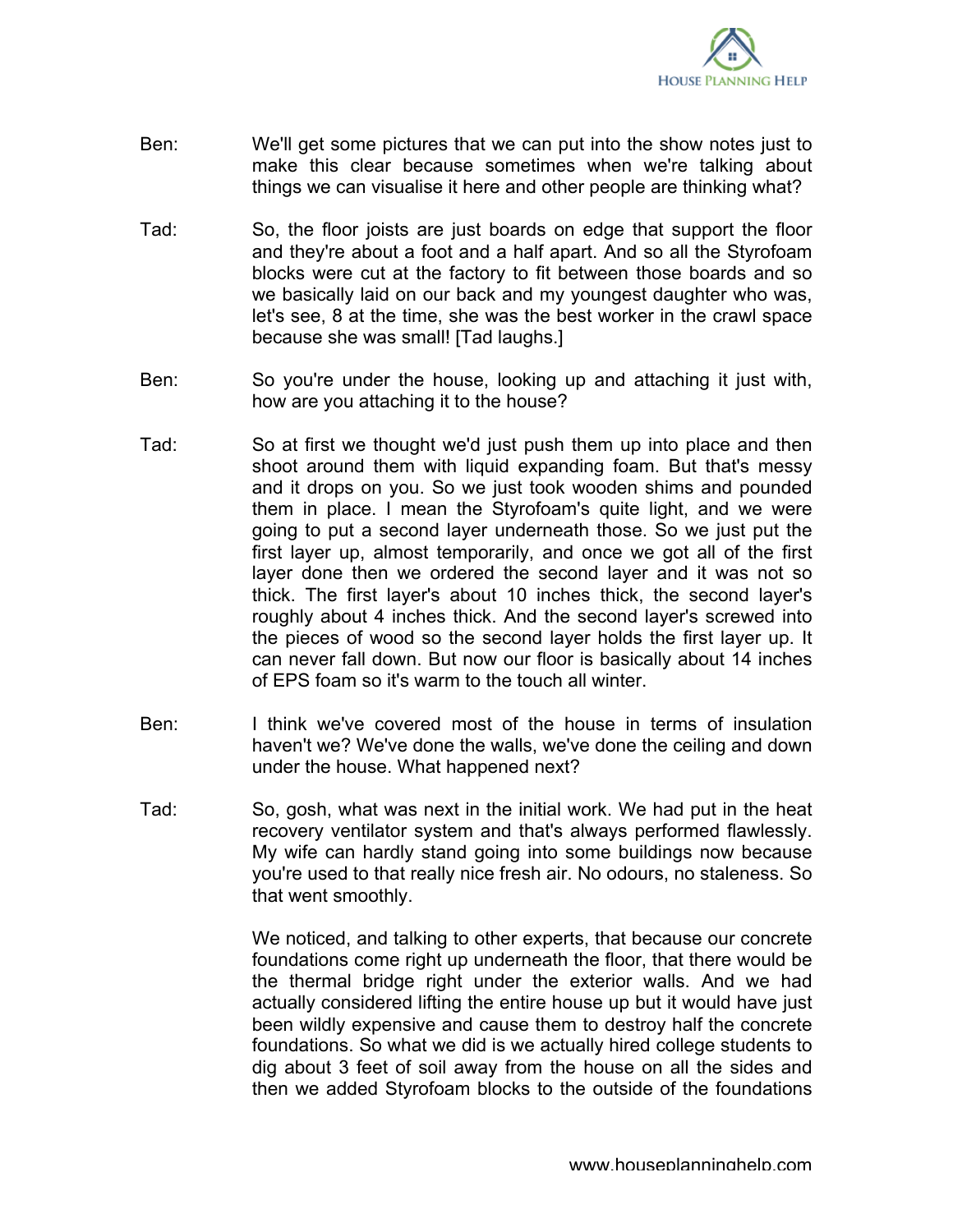**Ben:** We'll get some pictures that we can put into the show notes just to make this clear because sometimes when we're talking about things we can visualise it here and other people are thinking what?

**Tad:** So, the floor joists are just boards on edge that support the floor and they're about a foot and a half apart. And so all the Styrofoam blocks were cut at the factory to fit between those boards and so we basically laid on our back and my youngest daughter who was, let's see, 8 at the time, she was the best worker in the crawl space because she was small! [Tad laughs.]

**Ben:** So you're under the house, looking up and attaching it just with, how are you attaching it to the house?

**Tad:** So at first we thought we'd just push them up into place and then shoot around them with liquid expanding foam. But that's messy and it drops on you. So we just took wooden shims and pounded them in place. I mean the Styrofoam's quite light, and we were going to put a second layer underneath those. So we just put the first layer up, almost temporarily, and once we got all of the first layer done then we ordered the second layer and it was not so thick. The first layer's about 10 inches thick, the second layer's roughly about 4 inches thick. And the second layer's screwed into the pieces of wood so the second layer holds the first layer up. It can never fall down. But now our floor is basically about 14 inches of EPS foam so it's warm to the touch all winter.

**Ben:** I think we've covered most of the house in terms of insulation haven't we? We've done the walls, we've done the ceiling and down under the house. What happened next?

**Tad:** So, gosh, what was next in the initial work. We had put in the heat recovery ventilator system and that's always performed flawlessly. My wife can hardly stand going into some buildings now because you're used to that really nice fresh air. No odours, no staleness. So that went smoothly.

We noticed, and talking to other experts, that because our concrete foundations come right up underneath the floor, that there would be the thermal bridge right under the exterior walls. And we had actually considered lifting the entire house up but it would have just been wildly expensive and cause them to destroy half the concrete foundations. So what we did is we actually hired college students to dig about 3 feet of soil away from the house on all the sides and then we added Styrofoam blocks to the outside of the foundations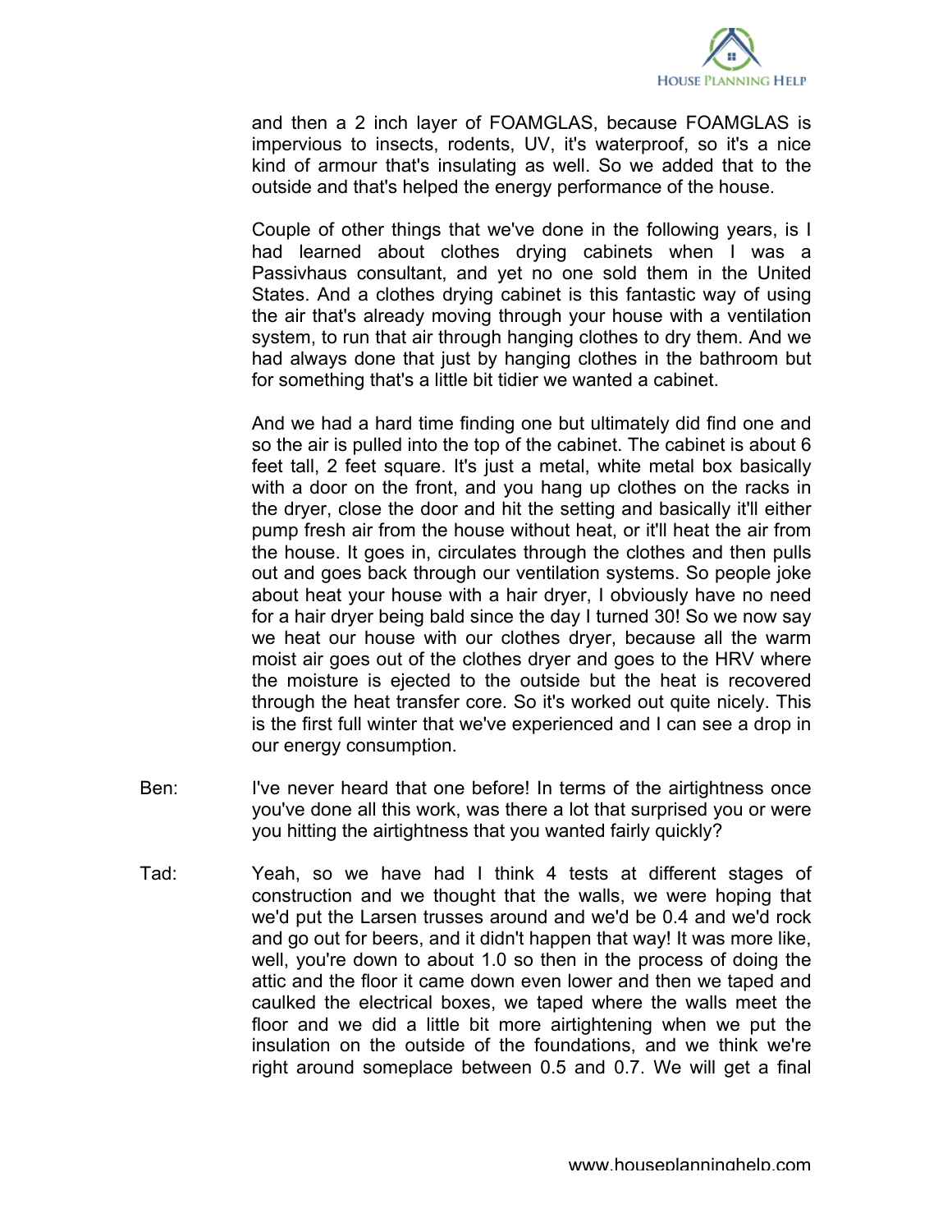and then a 2 inch layer of FOAMGLAS, because FOAMGLAS is impervious to insects, rodents, UV, it's waterproof, so it's a nice kind of armour that's insulating as well. So we added that to the outside and that's helped the energy performance of the house.

Couple of other things that we've done in the following years, is I had learned about clothes drying cabinets when I was a Passivhaus consultant, and yet no one sold them in the United States. And a clothes drying cabinet is this fantastic way of using the air that's already moving through your house with a ventilation system, to run that air through hanging clothes to dry them. And we had always done that just by hanging clothes in the bathroom but for something that's a little bit tidier we wanted a cabinet.

And we had a hard time finding one but ultimately did find one and so the air is pulled into the top of the cabinet. The cabinet is about 6 feet tall, 2 feet square. It's just a metal, white metal box basically with a door on the front, and you hang up clothes on the racks in the dryer, close the door and hit the setting and basically it'll either pump fresh air from the house without heat, or it'll heat the air from the house. It goes in, circulates through the clothes and then pulls out and goes back through our ventilation systems. So people joke about heat your house with a hair dryer, I obviously have no need for a hair dryer being bald since the day I turned 30! So we now say we heat our house with our clothes dryer, because all the warm moist air goes out of the clothes dryer and goes to the HRV where the moisture is ejected to the outside but the heat is recovered through the heat transfer core. So it's worked out quite nicely. This is the first full winter that we've experienced and I can see a drop in our energy consumption.

Ben: I've never heard that one before! In terms of the airtightness once you've done all this work, was there a lot that surprised you or were you hitting the airtightness that you wanted fairly quickly?

Tad: Yeah, so we have had I think 4 tests at different stages of construction and we thought that the walls, we were hoping that we'd put the Larsen trusses around and we'd be 0.4 and we'd rock and go out for beers, and it didn't happen that way! It was more like, well, you're down to about 1.0 so then in the process of doing the attic and the floor it came down even lower and then we taped and caulked the electrical boxes, we taped where the walls meet the floor and we did a little bit more airtightening when we put the insulation on the outside of the foundations, and we think we're right around someplace between 0.5 and 0.7. We will get a final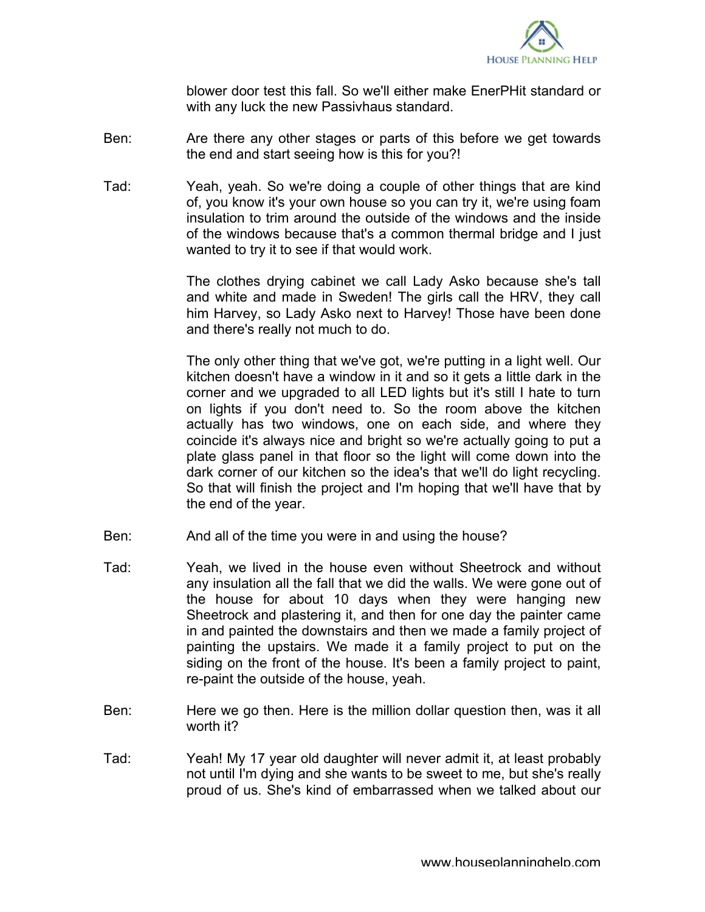blower door test this fall. So we'll either make EnerPHit standard or with any luck the new Passivhaus standard.

Ben: Are there any other stages or parts of this before we get towards the end and start seeing how is this for you?!

Tad: Yeah, yeah. So we're doing a couple of other things that are kind of, you know it's your own house so you can try it, we're using foam insulation to trim around the outside of the windows and the inside of the windows because that's a common thermal bridge and I just wanted to try it to see if that would work.

The clothes drying cabinet we call Lady Asko because she's tall and white and made in Sweden! The girls call the HRV, they call him Harvey, so Lady Asko next to Harvey! Those have been done and there's really not much to do.

The only other thing that we've got, we're putting in a light well. Our kitchen doesn't have a window in it and so it gets a little dark in the corner and we upgraded to all LED lights but it's still I hate to turn on lights if you don't need to. So the room above the kitchen actually has two windows, one on each side, and where they coincide it's always nice and bright so we're actually going to put a plate glass panel in that floor so the light will come down into the dark corner of our kitchen so the idea's that we'll do light recycling. So that will finish the project and I'm hoping that we'll have that by the end of the year.

Ben: And all of the time you were in and using the house?

Tad: Yeah, we lived in the house even without Sheetrock and without any insulation all the fall that we did the walls. We were gone out of the house for about 10 days when they were hanging new Sheetrock and plastering it, and then for one day the painter came in and painted the downstairs and then we made a family project of painting the upstairs. We made it a family project to put on the siding on the front of the house. It's been a family project to paint, re-paint the outside of the house, yeah.

Ben: Here we go then. Here is the million dollar question then, was it all worth it?

Tad: Yeah! My 17 year old daughter will never admit it, at least probably not until I'm dying and she wants to be sweet to me, but she's really proud of us. She's kind of embarrassed when we talked about our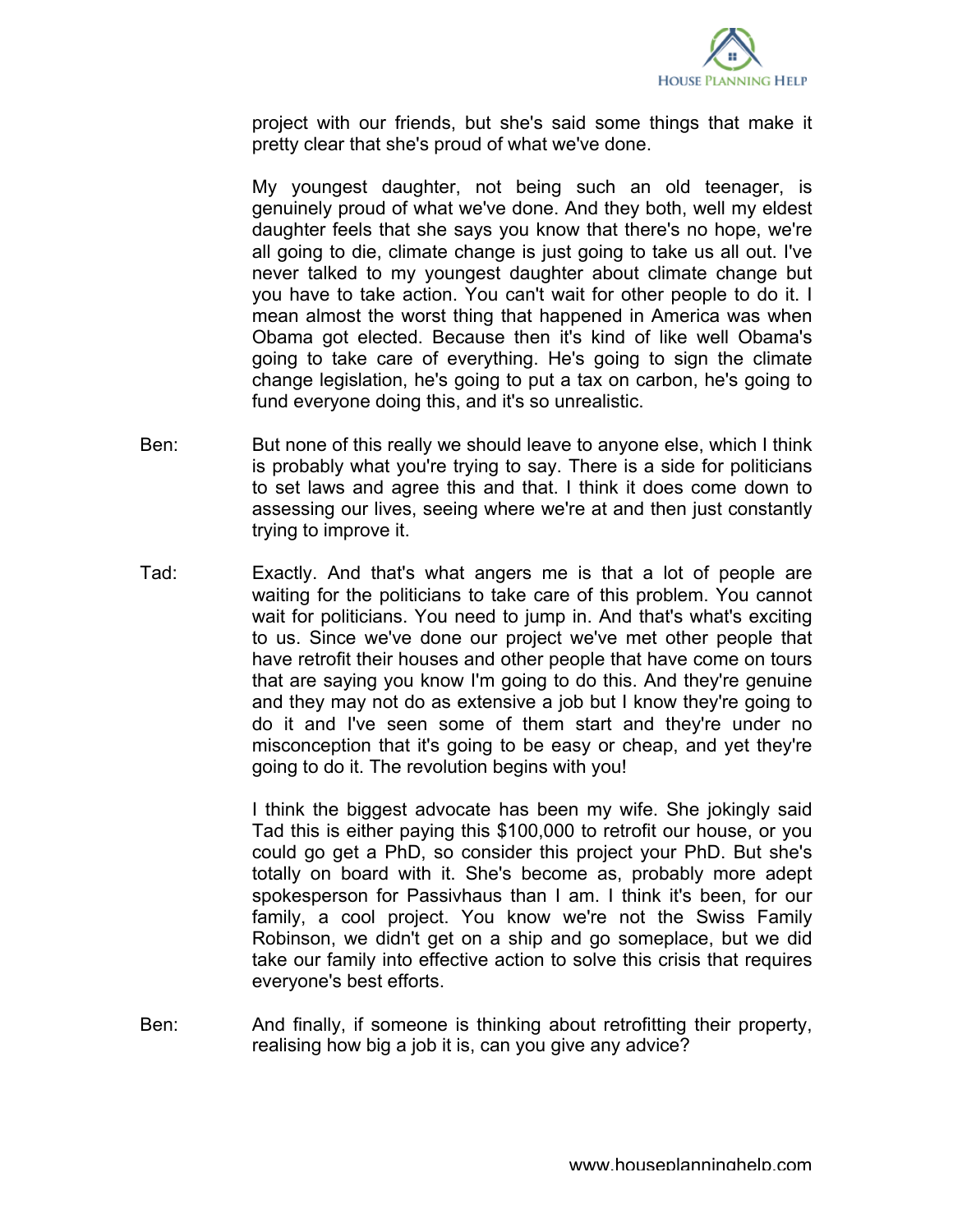project with our friends, but she's said some things that make it pretty clear that she's proud of what we've done.

My youngest daughter, not being such an old teenager, is genuinely proud of what we've done. And they both, well my eldest daughter feels that she says you know that there's no hope, we're all going to die, climate change is just going to take us all out. I've never talked to my youngest daughter about climate change but you have to take action. You can't wait for other people to do it. I mean almost the worst thing that happened in America was when Obama got elected. Because then it's kind of like well Obama's going to take care of everything. He's going to sign the climate change legislation, he's going to put a tax on carbon, he's going to fund everyone doing this, and it's so unrealistic.

Ben: But none of this really we should leave to anyone else, which I think is probably what you're trying to say. There is a side for politicians to set laws and agree this and that. I think it does come down to assessing our lives, seeing where we're at and then just constantly trying to improve it.

Tad: Exactly. And that's what angers me is that a lot of people are waiting for the politicians to take care of this problem. You cannot wait for politicians. You need to jump in. And that's what's exciting to us. Since we've done our project we've met other people that have retrofit their houses and other people that have come on tours that are saying you know I'm going to do this. And they're genuine and they may not do as extensive a job but I know they're going to do it and I've seen some of them start and they're under no misconception that it's going to be easy or cheap, and yet they're going to do it. The revolution begins with you!

I think the biggest advocate has been my wife. She jokingly said Tad this is either paying this $100,000 to retrofit our house, or you could go get a PhD, so consider this project your PhD. But she's totally on board with it. She's become as, probably more adept spokesperson for Passivhaus than I am. I think it's been, for our family, a cool project. You know we're not the Swiss Family Robinson, we didn't get on a ship and go someplace, but we did take our family into effective action to solve this crisis that requires everyone's best efforts.

Ben: And finally, if someone is thinking about retrofitting their property, realising how big a job it is, can you give any advice?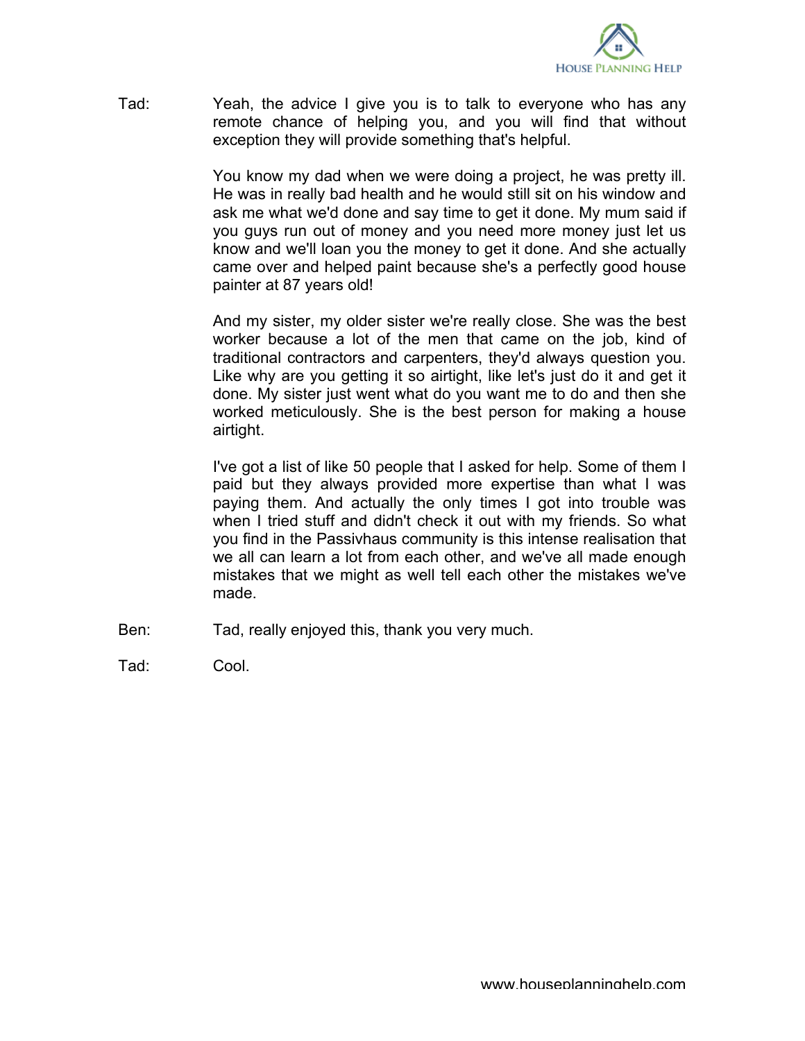Tad: Yeah, the advice I give you is to talk to everyone who has any remote chance of helping you, and you will find that without exception they will provide something that's helpful.

You know my dad when we were doing a project, he was pretty ill. He was in really bad health and he would still sit on his window and ask me what we'd done and say time to get it done. My mum said if you guys run out of money and you need more money just let us know and we'll loan you the money to get it done. And she actually came over and helped paint because she's a perfectly good house painter at 87 years old!

And my sister, my older sister we're really close. She was the best worker because a lot of the men that came on the job, kind of traditional contractors and carpenters, they'd always question you. Like why are you getting it so airtight, like let's just do it and get it done. My sister just went what do you want me to do and then she worked meticulously. She is the best person for making a house airtight.

I've got a list of like 50 people that I asked for help. Some of them I paid but they always provided more expertise than what I was paying them. And actually the only times I got into trouble was when I tried stuff and didn't check it out with my friends. So what you find in the Passivhaus community is this intense realisation that we all can learn a lot from each other, and we've all made enough mistakes that we might as well tell each other the mistakes we've made.

Ben: Tad, really enjoyed this, thank you very much.

Tad: Cool.